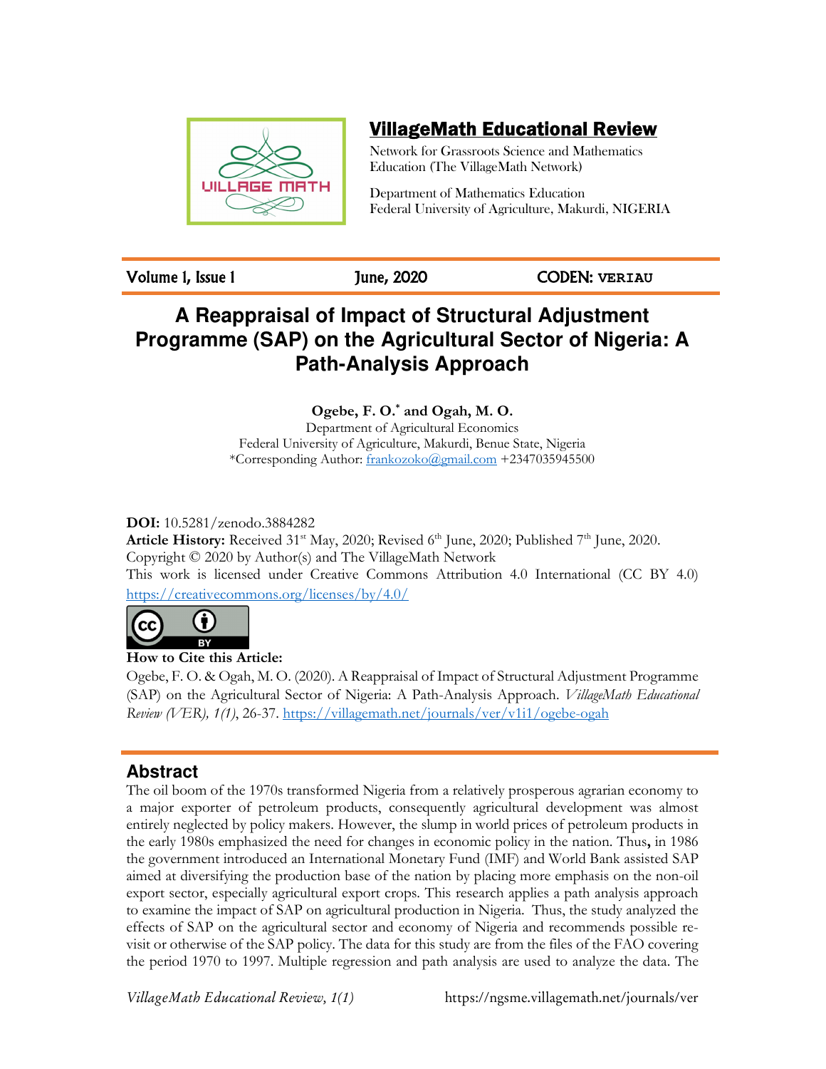## VillageMath Educational Review

Network for Grassroots Science and Mathematics Education (The VillageMath Network)

Department of Mathematics Education
Federal University of Agriculture, Makurdi, NIGERIA

Volume 1, Issue 1 | June, 2020 | CODEN: **VERIAU**

# A Reappraisal of Impact of Structural Adjustment Programme (SAP) on the Agricultural Sector of Nigeria: A Path-Analysis Approach

**Ogebe, F. O.* and Ogah, M. O.**

Department of Agricultural Economics
Federal University of Agriculture, Makurdi, Benue State, Nigeria
*Corresponding Author: frankozoko@gmail.com +2347035945500

**DOI:** 10.5281/zenodo.3884282
**Article History:** Received 31st May, 2020; Revised 6th June, 2020; Published 7th June, 2020.
Copyright © 2020 by Author(s) and The VillageMath Network
This work is licensed under Creative Commons Attribution 4.0 International (CC BY 4.0)
https://creativecommons.org/licenses/by/4.0/

**How to Cite this Article:**
Ogebe, F. O. & Ogah, M. O. (2020). A Reappraisal of Impact of Structural Adjustment Programme (SAP) on the Agricultural Sector of Nigeria: A Path-Analysis Approach. *VillageMath Educational Review (VER), 1(1)*, 26-37. https://villagemath.net/journals/ver/v1i1/ogebe-ogah

## Abstract

The oil boom of the 1970s transformed Nigeria from a relatively prosperous agrarian economy to a major exporter of petroleum products, consequently agricultural development was almost entirely neglected by policy makers. However, the slump in world prices of petroleum products in the early 1980s emphasized the need for changes in economic policy in the nation. Thus**,** in 1986 the government introduced an International Monetary Fund (IMF) and World Bank assisted SAP aimed at diversifying the production base of the nation by placing more emphasis on the non-oil export sector, especially agricultural export crops. This research applies a path analysis approach to examine the impact of SAP on agricultural production in Nigeria. Thus, the study analyzed the effects of SAP on the agricultural sector and economy of Nigeria and recommends possible re-visit or otherwise of the SAP policy. The data for this study are from the files of the FAO covering the period 1970 to 1997. Multiple regression and path analysis are used to analyze the data. The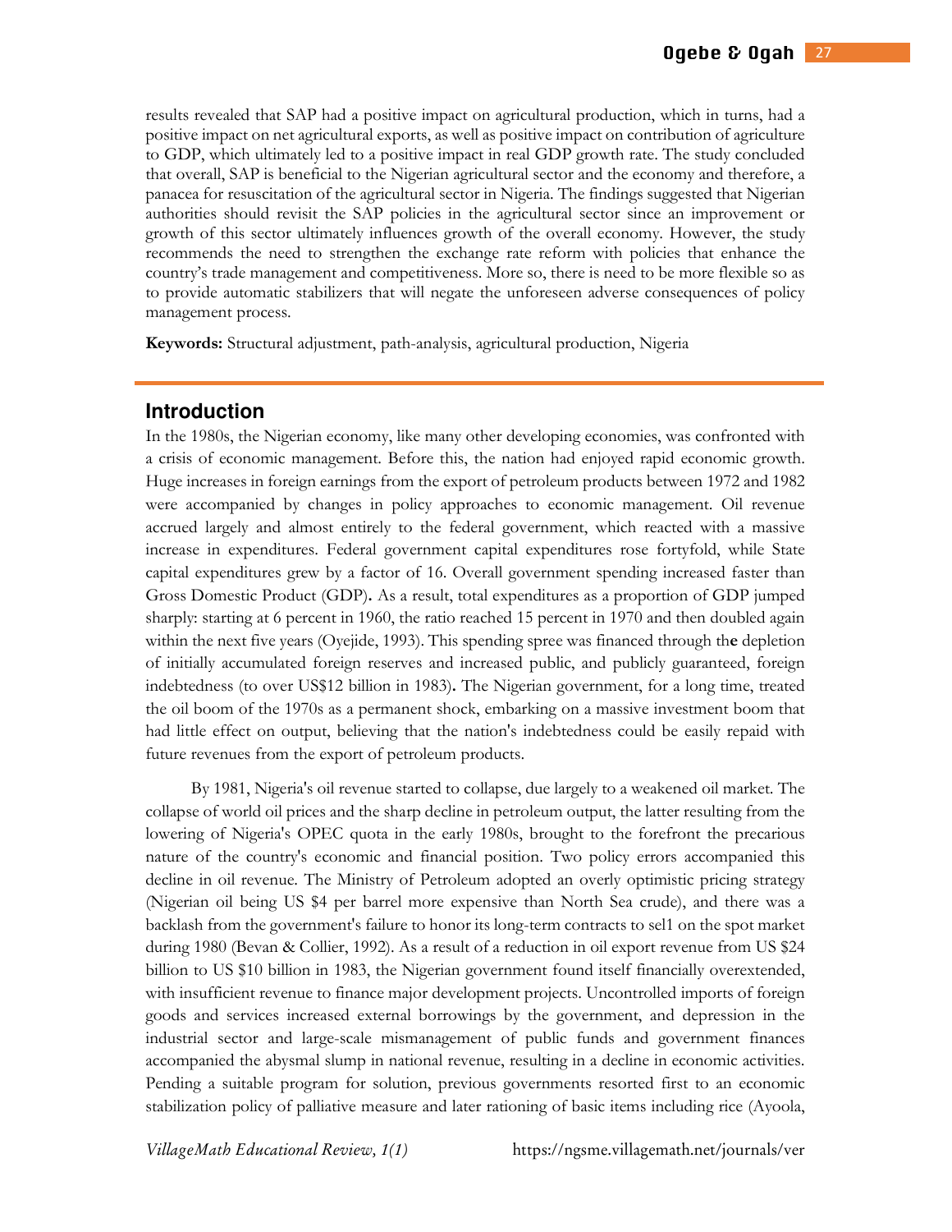results revealed that SAP had a positive impact on agricultural production, which in turns, had a positive impact on net agricultural exports, as well as positive impact on contribution of agriculture to GDP, which ultimately led to a positive impact in real GDP growth rate. The study concluded that overall, SAP is beneficial to the Nigerian agricultural sector and the economy and therefore, a panacea for resuscitation of the agricultural sector in Nigeria. The findings suggested that Nigerian authorities should revisit the SAP policies in the agricultural sector since an improvement or growth of this sector ultimately influences growth of the overall economy. However, the study recommends the need to strengthen the exchange rate reform with policies that enhance the country's trade management and competitiveness. More so, there is need to be more flexible so as to provide automatic stabilizers that will negate the unforeseen adverse consequences of policy management process.

**Keywords:** Structural adjustment, path-analysis, agricultural production, Nigeria

## Introduction

In the 1980s, the Nigerian economy, like many other developing economies, was confronted with a crisis of economic management. Before this, the nation had enjoyed rapid economic growth. Huge increases in foreign earnings from the export of petroleum products between 1972 and 1982 were accompanied by changes in policy approaches to economic management. Oil revenue accrued largely and almost entirely to the federal government, which reacted with a massive increase in expenditures. Federal government capital expenditures rose fortyfold, while State capital expenditures grew by a factor of 16. Overall government spending increased faster than Gross Domestic Product (GDP). As a result, total expenditures as a proportion of GDP jumped sharply: starting at 6 percent in 1960, the ratio reached 15 percent in 1970 and then doubled again within the next five years (Oyejide, 1993). This spending spree was financed through the depletion of initially accumulated foreign reserves and increased public, and publicly guaranteed, foreign indebtedness (to over US$12 billion in 1983). The Nigerian government, for a long time, treated the oil boom of the 1970s as a permanent shock, embarking on a massive investment boom that had little effect on output, believing that the nation's indebtedness could be easily repaid with future revenues from the export of petroleum products.

By 1981, Nigeria's oil revenue started to collapse, due largely to a weakened oil market. The collapse of world oil prices and the sharp decline in petroleum output, the latter resulting from the lowering of Nigeria's OPEC quota in the early 1980s, brought to the forefront the precarious nature of the country's economic and financial position. Two policy errors accompanied this decline in oil revenue. The Ministry of Petroleum adopted an overly optimistic pricing strategy (Nigerian oil being US $4 per barrel more expensive than North Sea crude), and there was a backlash from the government's failure to honor its long-term contracts to sel1 on the spot market during 1980 (Bevan & Collier, 1992). As a result of a reduction in oil export revenue from US $24 billion to US $10 billion in 1983, the Nigerian government found itself financially overextended, with insufficient revenue to finance major development projects. Uncontrolled imports of foreign goods and services increased external borrowings by the government, and depression in the industrial sector and large-scale mismanagement of public funds and government finances accompanied the abysmal slump in national revenue, resulting in a decline in economic activities. Pending a suitable program for solution, previous governments resorted first to an economic stabilization policy of palliative measure and later rationing of basic items including rice (Ayoola,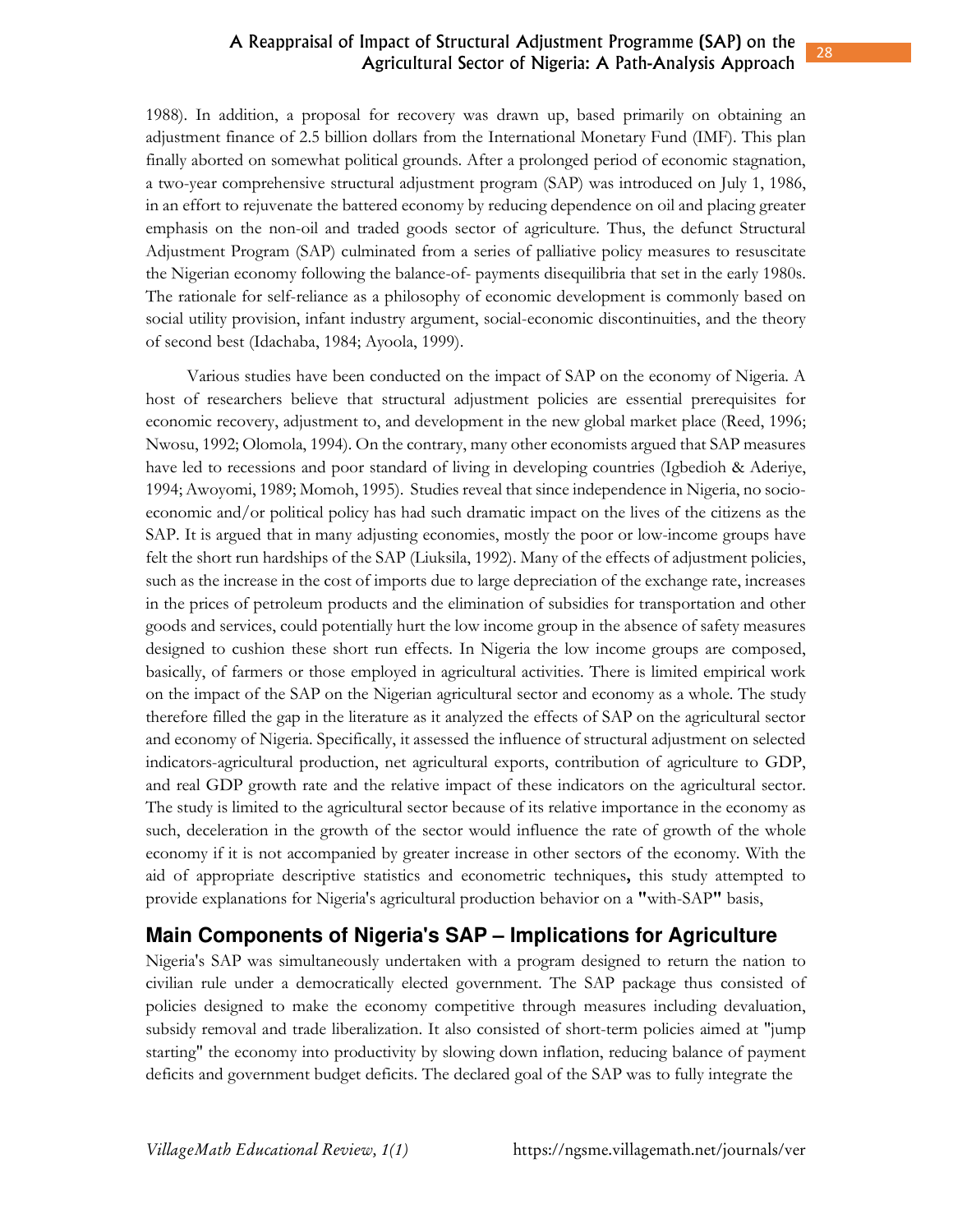1988). In addition, a proposal for recovery was drawn up, based primarily on obtaining an adjustment finance of 2.5 billion dollars from the International Monetary Fund (IMF). This plan finally aborted on somewhat political grounds. After a prolonged period of economic stagnation, a two-year comprehensive structural adjustment program (SAP) was introduced on July 1, 1986, in an effort to rejuvenate the battered economy by reducing dependence on oil and placing greater emphasis on the non-oil and traded goods sector of agriculture. Thus, the defunct Structural Adjustment Program (SAP) culminated from a series of palliative policy measures to resuscitate the Nigerian economy following the balance-of- payments disequilibria that set in the early 1980s. The rationale for self-reliance as a philosophy of economic development is commonly based on social utility provision, infant industry argument, social-economic discontinuities, and the theory of second best (Idachaba, 1984; Ayoola, 1999).

Various studies have been conducted on the impact of SAP on the economy of Nigeria. A host of researchers believe that structural adjustment policies are essential prerequisites for economic recovery, adjustment to, and development in the new global market place (Reed, 1996; Nwosu, 1992; Olomola, 1994). On the contrary, many other economists argued that SAP measures have led to recessions and poor standard of living in developing countries (Igbedioh & Aderiye, 1994; Awoyomi, 1989; Momoh, 1995). Studies reveal that since independence in Nigeria, no socio-economic and/or political policy has had such dramatic impact on the lives of the citizens as the SAP. It is argued that in many adjusting economies, mostly the poor or low-income groups have felt the short run hardships of the SAP (Liuksila, 1992). Many of the effects of adjustment policies, such as the increase in the cost of imports due to large depreciation of the exchange rate, increases in the prices of petroleum products and the elimination of subsidies for transportation and other goods and services, could potentially hurt the low income group in the absence of safety measures designed to cushion these short run effects. In Nigeria the low income groups are composed, basically, of farmers or those employed in agricultural activities. There is limited empirical work on the impact of the SAP on the Nigerian agricultural sector and economy as a whole. The study therefore filled the gap in the literature as it analyzed the effects of SAP on the agricultural sector and economy of Nigeria. Specifically, it assessed the influence of structural adjustment on selected indicators-agricultural production, net agricultural exports, contribution of agriculture to GDP, and real GDP growth rate and the relative impact of these indicators on the agricultural sector. The study is limited to the agricultural sector because of its relative importance in the economy as such, deceleration in the growth of the sector would influence the rate of growth of the whole economy if it is not accompanied by greater increase in other sectors of the economy. With the aid of appropriate descriptive statistics and econometric techniques**,** this study attempted to provide explanations for Nigeria's agricultural production behavior on a **"**with-SAP**"** basis,

## Main Components of Nigeria's SAP – Implications for Agriculture

Nigeria's SAP was simultaneously undertaken with a program designed to return the nation to civilian rule under a democratically elected government. The SAP package thus consisted of policies designed to make the economy competitive through measures including devaluation, subsidy removal and trade liberalization. It also consisted of short-term policies aimed at "jump starting" the economy into productivity by slowing down inflation, reducing balance of payment deficits and government budget deficits. The declared goal of the SAP was to fully integrate the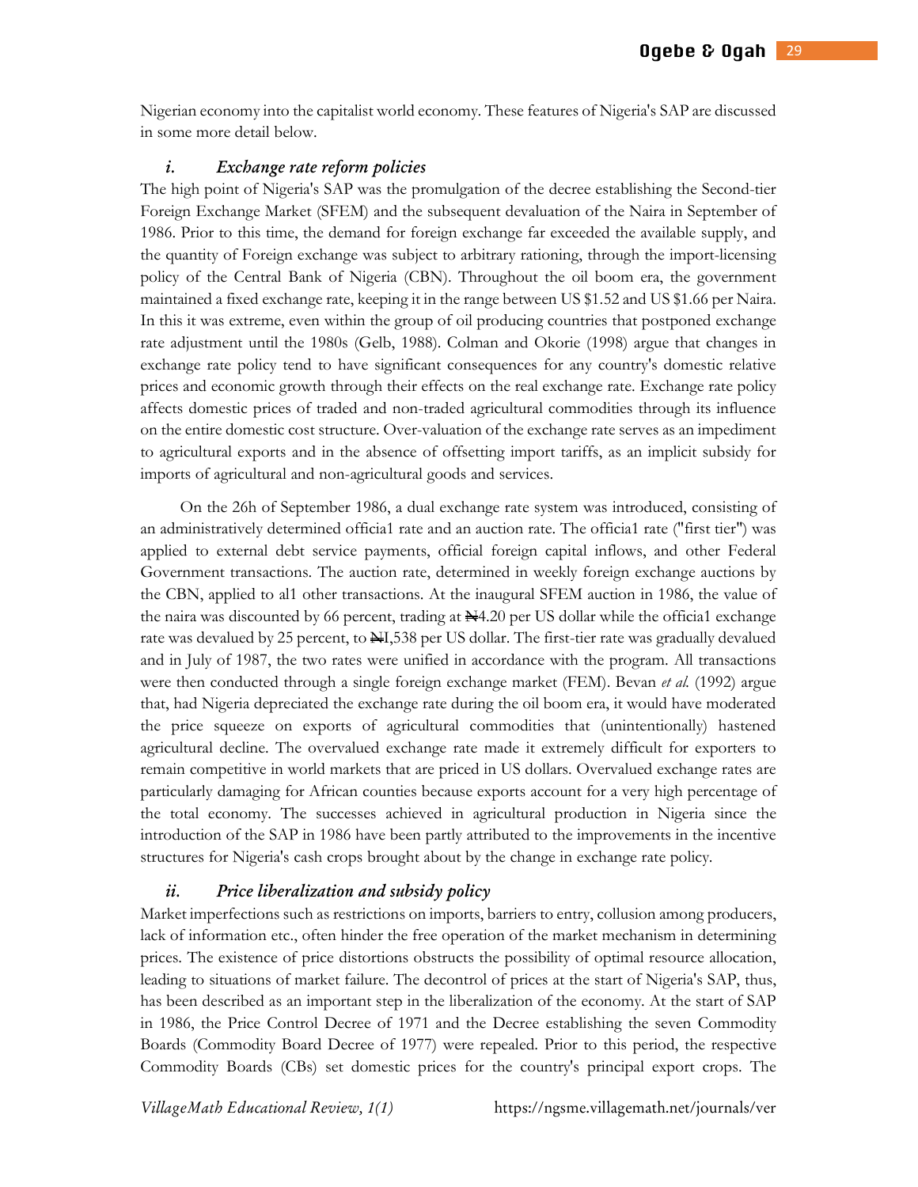Nigerian economy into the capitalist world economy. These features of Nigeria's SAP are discussed in some more detail below.

### *i. Exchange rate reform policies*

The high point of Nigeria's SAP was the promulgation of the decree establishing the Second-tier Foreign Exchange Market (SFEM) and the subsequent devaluation of the Naira in September of 1986. Prior to this time, the demand for foreign exchange far exceeded the available supply, and the quantity of Foreign exchange was subject to arbitrary rationing, through the import-licensing policy of the Central Bank of Nigeria (CBN). Throughout the oil boom era, the government maintained a fixed exchange rate, keeping it in the range between US $1.52 and US $1.66 per Naira. In this it was extreme, even within the group of oil producing countries that postponed exchange rate adjustment until the 1980s (Gelb, 1988). Colman and Okorie (1998) argue that changes in exchange rate policy tend to have significant consequences for any country's domestic relative prices and economic growth through their effects on the real exchange rate. Exchange rate policy affects domestic prices of traded and non-traded agricultural commodities through its influence on the entire domestic cost structure. Over-valuation of the exchange rate serves as an impediment to agricultural exports and in the absence of offsetting import tariffs, as an implicit subsidy for imports of agricultural and non-agricultural goods and services.

On the 26h of September 1986, a dual exchange rate system was introduced, consisting of an administratively determined officia1 rate and an auction rate. The officia1 rate ("first tier") was applied to external debt service payments, official foreign capital inflows, and other Federal Government transactions. The auction rate, determined in weekly foreign exchange auctions by the CBN, applied to al1 other transactions. At the inaugural SFEM auction in 1986, the value of the naira was discounted by 66 percent, trading at ₦4.20 per US dollar while the officia1 exchange rate was devalued by 25 percent, to ₦I,538 per US dollar. The first-tier rate was gradually devalued and in July of 1987, the two rates were unified in accordance with the program. All transactions were then conducted through a single foreign exchange market (FEM). Bevan *et al.* (1992) argue that, had Nigeria depreciated the exchange rate during the oil boom era, it would have moderated the price squeeze on exports of agricultural commodities that (unintentionally) hastened agricultural decline. The overvalued exchange rate made it extremely difficult for exporters to remain competitive in world markets that are priced in US dollars. Overvalued exchange rates are particularly damaging for African counties because exports account for a very high percentage of the total economy. The successes achieved in agricultural production in Nigeria since the introduction of the SAP in 1986 have been partly attributed to the improvements in the incentive structures for Nigeria's cash crops brought about by the change in exchange rate policy.

### *ii. Price liberalization and subsidy policy*

Market imperfections such as restrictions on imports, barriers to entry, collusion among producers, lack of information etc., often hinder the free operation of the market mechanism in determining prices. The existence of price distortions obstructs the possibility of optimal resource allocation, leading to situations of market failure. The decontrol of prices at the start of Nigeria's SAP, thus, has been described as an important step in the liberalization of the economy. At the start of SAP in 1986, the Price Control Decree of 1971 and the Decree establishing the seven Commodity Boards (Commodity Board Decree of 1977) were repealed. Prior to this period, the respective Commodity Boards (CBs) set domestic prices for the country's principal export crops. The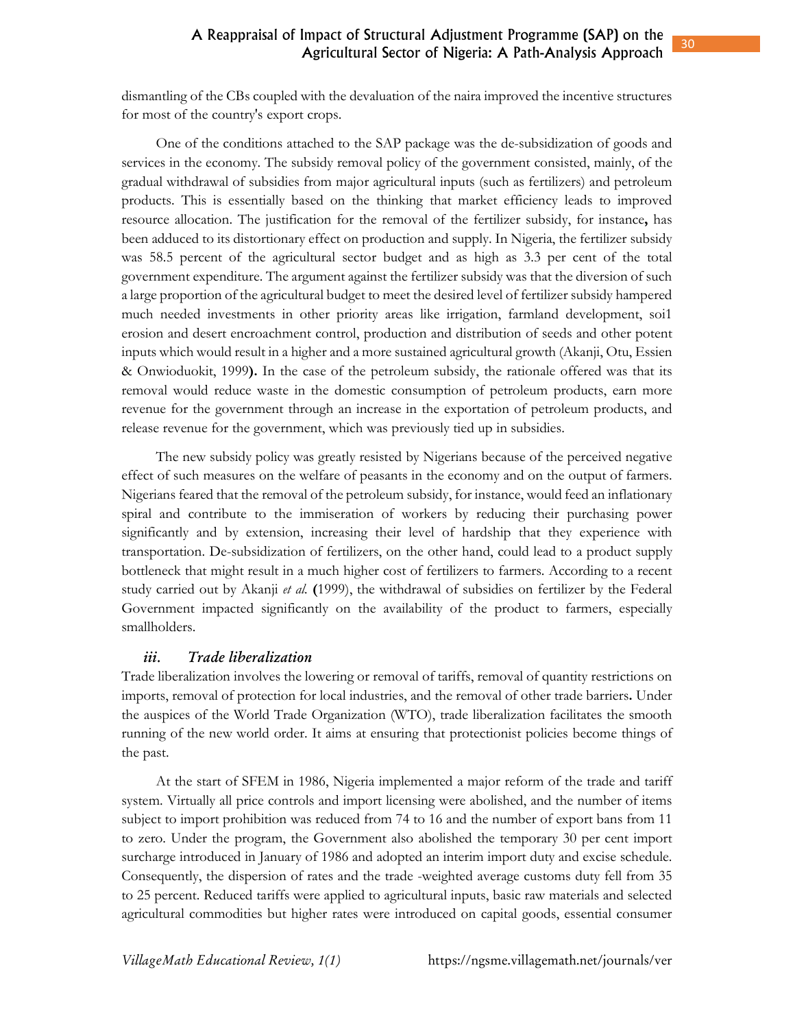dismantling of the CBs coupled with the devaluation of the naira improved the incentive structures for most of the country's export crops.

One of the conditions attached to the SAP package was the de-subsidization of goods and services in the economy. The subsidy removal policy of the government consisted, mainly, of the gradual withdrawal of subsidies from major agricultural inputs (such as fertilizers) and petroleum products. This is essentially based on the thinking that market efficiency leads to improved resource allocation. The justification for the removal of the fertilizer subsidy, for instance**,** has been adduced to its distortionary effect on production and supply. In Nigeria, the fertilizer subsidy was 58.5 percent of the agricultural sector budget and as high as 3.3 per cent of the total government expenditure. The argument against the fertilizer subsidy was that the diversion of such a large proportion of the agricultural budget to meet the desired level of fertilizer subsidy hampered much needed investments in other priority areas like irrigation, farmland development, soi1 erosion and desert encroachment control, production and distribution of seeds and other potent inputs which would result in a higher and a more sustained agricultural growth (Akanji, Otu, Essien & Onwioduokit, 1999**).** In the case of the petroleum subsidy, the rationale offered was that its removal would reduce waste in the domestic consumption of petroleum products, earn more revenue for the government through an increase in the exportation of petroleum products, and release revenue for the government, which was previously tied up in subsidies.

The new subsidy policy was greatly resisted by Nigerians because of the perceived negative effect of such measures on the welfare of peasants in the economy and on the output of farmers. Nigerians feared that the removal of the petroleum subsidy, for instance, would feed an inflationary spiral and contribute to the immiseration of workers by reducing their purchasing power significantly and by extension, increasing their level of hardship that they experience with transportation. De-subsidization of fertilizers, on the other hand, could lead to a product supply bottleneck that might result in a much higher cost of fertilizers to farmers. According to a recent study carried out by Akanji *et al.* **(**1999), the withdrawal of subsidies on fertilizer by the Federal Government impacted significantly on the availability of the product to farmers, especially smallholders.

### *iii. Trade liberalization*

Trade liberalization involves the lowering or removal of tariffs, removal of quantity restrictions on imports, removal of protection for local industries, and the removal of other trade barriers**.** Under the auspices of the World Trade Organization (WTO), trade liberalization facilitates the smooth running of the new world order. It aims at ensuring that protectionist policies become things of the past.

At the start of SFEM in 1986, Nigeria implemented a major reform of the trade and tariff system. Virtually all price controls and import licensing were abolished, and the number of items subject to import prohibition was reduced from 74 to 16 and the number of export bans from 11 to zero. Under the program, the Government also abolished the temporary 30 per cent import surcharge introduced in January of 1986 and adopted an interim import duty and excise schedule. Consequently, the dispersion of rates and the trade -weighted average customs duty fell from 35 to 25 percent. Reduced tariffs were applied to agricultural inputs, basic raw materials and selected agricultural commodities but higher rates were introduced on capital goods, essential consumer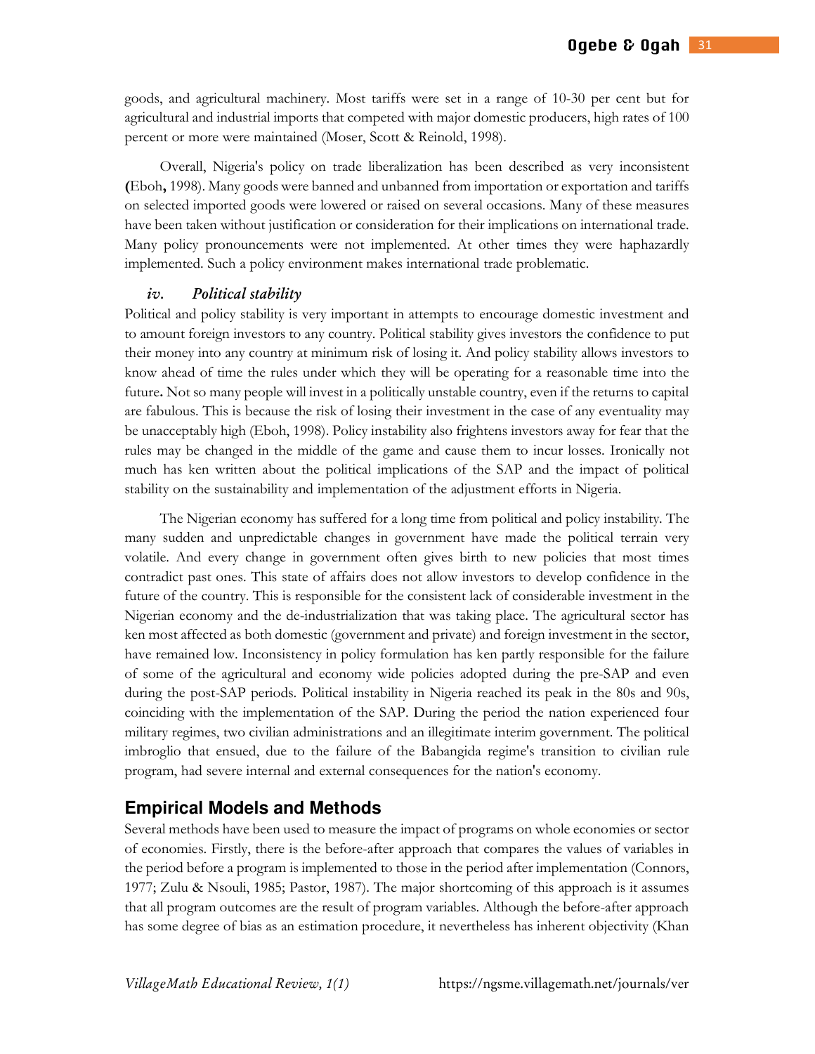goods, and agricultural machinery. Most tariffs were set in a range of 10-30 per cent but for agricultural and industrial imports that competed with major domestic producers, high rates of 100 percent or more were maintained (Moser, Scott & Reinold, 1998).

Overall, Nigeria's policy on trade liberalization has been described as very inconsistent **(**Eboh**,** 1998). Many goods were banned and unbanned from importation or exportation and tariffs on selected imported goods were lowered or raised on several occasions. Many of these measures have been taken without justification or consideration for their implications on international trade. Many policy pronouncements were not implemented. At other times they were haphazardly implemented. Such a policy environment makes international trade problematic.

### *iv. Political stability*

Political and policy stability is very important in attempts to encourage domestic investment and to amount foreign investors to any country. Political stability gives investors the confidence to put their money into any country at minimum risk of losing it. And policy stability allows investors to know ahead of time the rules under which they will be operating for a reasonable time into the future**.** Not so many people will invest in a politically unstable country, even if the returns to capital are fabulous. This is because the risk of losing their investment in the case of any eventuality may be unacceptably high (Eboh, 1998). Policy instability also frightens investors away for fear that the rules may be changed in the middle of the game and cause them to incur losses. Ironically not much has ken written about the political implications of the SAP and the impact of political stability on the sustainability and implementation of the adjustment efforts in Nigeria.

The Nigerian economy has suffered for a long time from political and policy instability. The many sudden and unpredictable changes in government have made the political terrain very volatile. And every change in government often gives birth to new policies that most times contradict past ones. This state of affairs does not allow investors to develop confidence in the future of the country. This is responsible for the consistent lack of considerable investment in the Nigerian economy and the de-industrialization that was taking place. The agricultural sector has ken most affected as both domestic (government and private) and foreign investment in the sector, have remained low. Inconsistency in policy formulation has ken partly responsible for the failure of some of the agricultural and economy wide policies adopted during the pre-SAP and even during the post-SAP periods. Political instability in Nigeria reached its peak in the 80s and 90s, coinciding with the implementation of the SAP. During the period the nation experienced four military regimes, two civilian administrations and an illegitimate interim government. The political imbroglio that ensued, due to the failure of the Babangida regime's transition to civilian rule program, had severe internal and external consequences for the nation's economy.

## Empirical Models and Methods

Several methods have been used to measure the impact of programs on whole economies or sector of economies. Firstly, there is the before-after approach that compares the values of variables in the period before a program is implemented to those in the period after implementation (Connors, 1977; Zulu & Nsouli, 1985; Pastor, 1987). The major shortcoming of this approach is it assumes that all program outcomes are the result of program variables. Although the before-after approach has some degree of bias as an estimation procedure, it nevertheless has inherent objectivity (Khan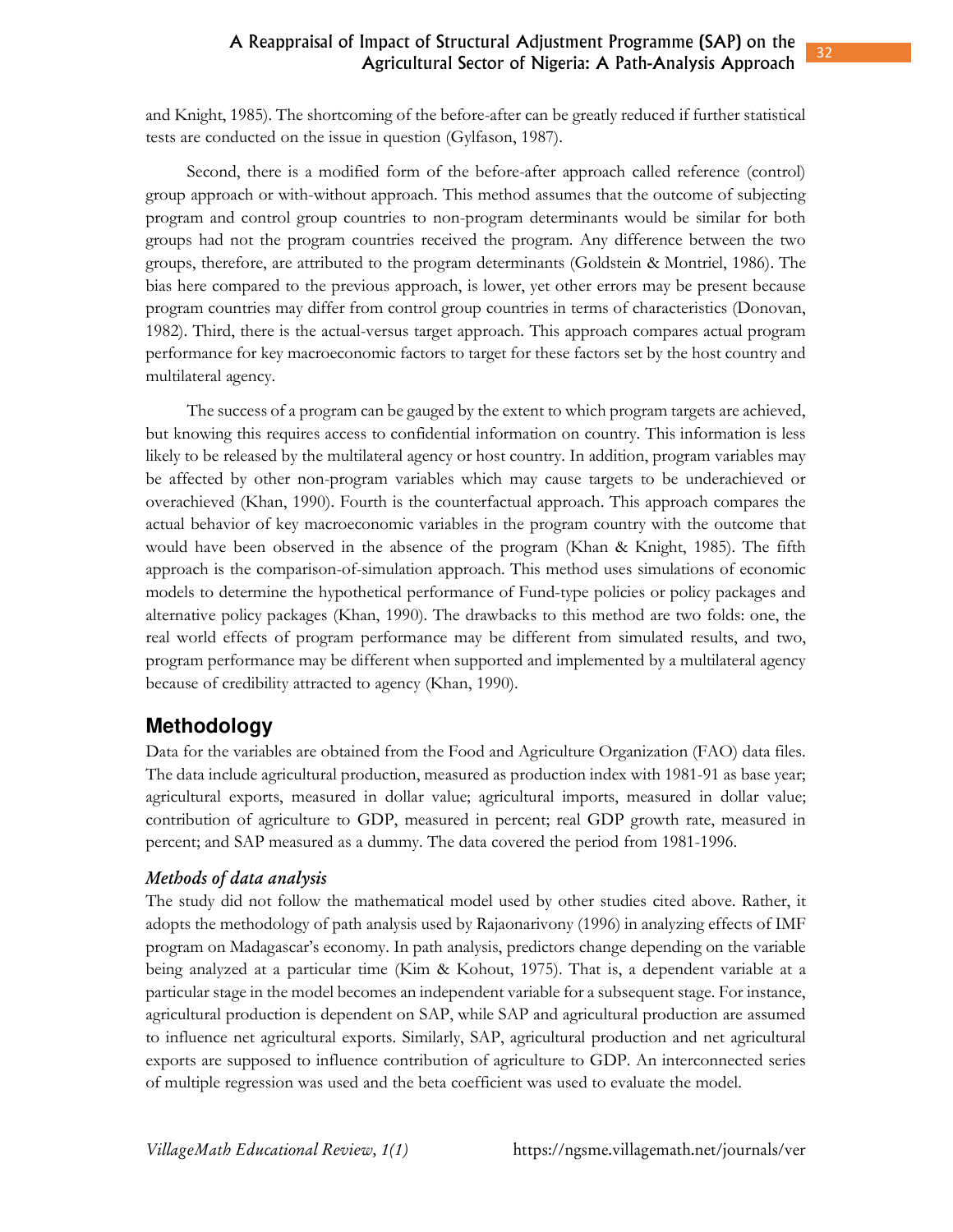and Knight, 1985). The shortcoming of the before-after can be greatly reduced if further statistical tests are conducted on the issue in question (Gylfason, 1987).

Second, there is a modified form of the before-after approach called reference (control) group approach or with-without approach. This method assumes that the outcome of subjecting program and control group countries to non-program determinants would be similar for both groups had not the program countries received the program. Any difference between the two groups, therefore, are attributed to the program determinants (Goldstein & Montriel, 1986). The bias here compared to the previous approach, is lower, yet other errors may be present because program countries may differ from control group countries in terms of characteristics (Donovan, 1982). Third, there is the actual-versus target approach. This approach compares actual program performance for key macroeconomic factors to target for these factors set by the host country and multilateral agency.

The success of a program can be gauged by the extent to which program targets are achieved, but knowing this requires access to confidential information on country. This information is less likely to be released by the multilateral agency or host country. In addition, program variables may be affected by other non-program variables which may cause targets to be underachieved or overachieved (Khan, 1990). Fourth is the counterfactual approach. This approach compares the actual behavior of key macroeconomic variables in the program country with the outcome that would have been observed in the absence of the program (Khan & Knight, 1985). The fifth approach is the comparison-of-simulation approach. This method uses simulations of economic models to determine the hypothetical performance of Fund-type policies or policy packages and alternative policy packages (Khan, 1990). The drawbacks to this method are two folds: one, the real world effects of program performance may be different from simulated results, and two, program performance may be different when supported and implemented by a multilateral agency because of credibility attracted to agency (Khan, 1990).

## Methodology

Data for the variables are obtained from the Food and Agriculture Organization (FAO) data files. The data include agricultural production, measured as production index with 1981-91 as base year; agricultural exports, measured in dollar value; agricultural imports, measured in dollar value; contribution of agriculture to GDP, measured in percent; real GDP growth rate, measured in percent; and SAP measured as a dummy. The data covered the period from 1981-1996.

### *Methods of data analysis*

The study did not follow the mathematical model used by other studies cited above. Rather, it adopts the methodology of path analysis used by Rajaonarivony (1996) in analyzing effects of IMF program on Madagascar's economy. In path analysis, predictors change depending on the variable being analyzed at a particular time (Kim & Kohout, 1975). That is, a dependent variable at a particular stage in the model becomes an independent variable for a subsequent stage. For instance, agricultural production is dependent on SAP, while SAP and agricultural production are assumed to influence net agricultural exports. Similarly, SAP, agricultural production and net agricultural exports are supposed to influence contribution of agriculture to GDP. An interconnected series of multiple regression was used and the beta coefficient was used to evaluate the model.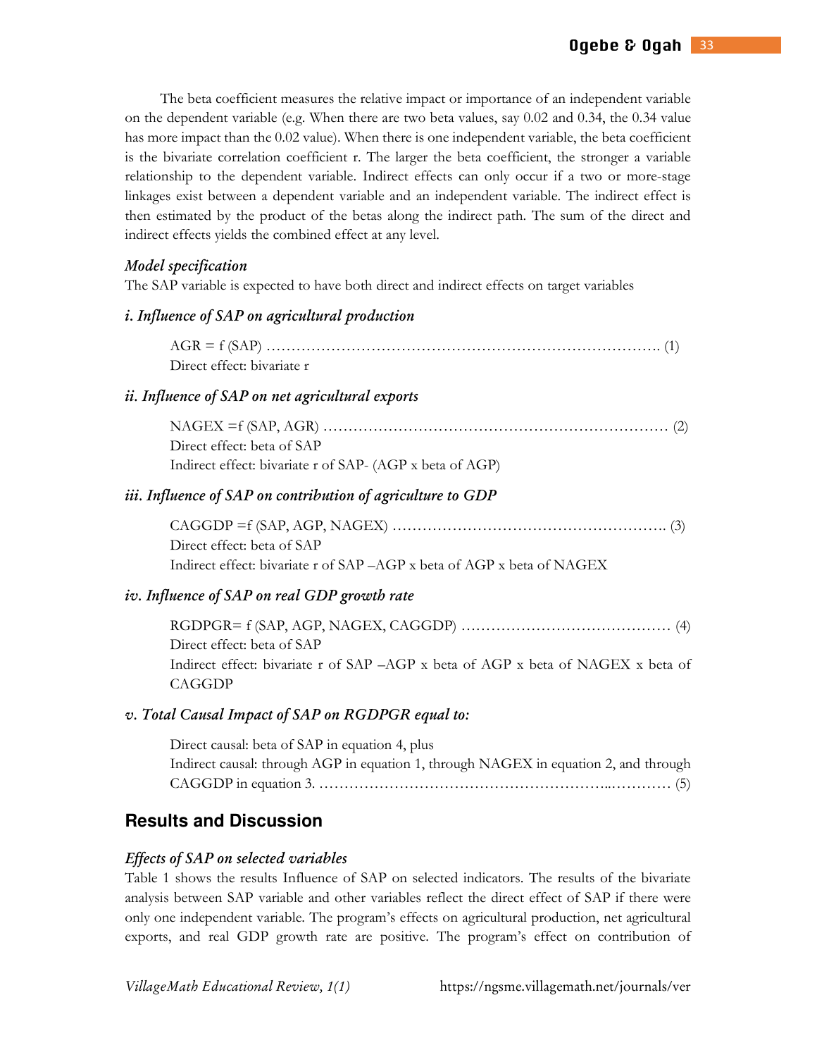The beta coefficient measures the relative impact or importance of an independent variable on the dependent variable (e.g. When there are two beta values, say 0.02 and 0.34, the 0.34 value has more impact than the 0.02 value). When there is one independent variable, the beta coefficient is the bivariate correlation coefficient r. The larger the beta coefficient, the stronger a variable relationship to the dependent variable. Indirect effects can only occur if a two or more-stage linkages exist between a dependent variable and an independent variable. The indirect effect is then estimated by the product of the betas along the indirect path. The sum of the direct and indirect effects yields the combined effect at any level.

### *Model specification*

The SAP variable is expected to have both direct and indirect effects on target variables

#### *i. Influence of SAP on agricultural production*

AGR = f (SAP) ………………………………………………………………………. (1)
Direct effect: bivariate r

#### *ii. Influence of SAP on net agricultural exports*

NAGEX =f (SAP, AGR) …………………………………………………………… (2)
Direct effect: beta of SAP
Indirect effect: bivariate r of SAP- (AGP x beta of AGP)

#### *iii. Influence of SAP on contribution of agriculture to GDP*

CAGGDP =f (SAP, AGP, NAGEX) ………………………………………………. (3)
Direct effect: beta of SAP
Indirect effect: bivariate r of SAP –AGP x beta of AGP x beta of NAGEX

#### *iv. Influence of SAP on real GDP growth rate*

RGDPGR= f (SAP, AGP, NAGEX, CAGGDP) …………………………………… (4)
Direct effect: beta of SAP
Indirect effect: bivariate r of SAP –AGP x beta of AGP x beta of NAGEX x beta of CAGGDP

#### *v. Total Causal Impact of SAP on RGDPGR equal to:*

Direct causal: beta of SAP in equation 4, plus
Indirect causal: through AGP in equation 1, through NAGEX in equation 2, and through CAGGDP in equation 3. ………………………………………………..………… (5)

## Results and Discussion

### *Effects of SAP on selected variables*

Table 1 shows the results Influence of SAP on selected indicators. The results of the bivariate analysis between SAP variable and other variables reflect the direct effect of SAP if there were only one independent variable. The program's effects on agricultural production, net agricultural exports, and real GDP growth rate are positive. The program's effect on contribution of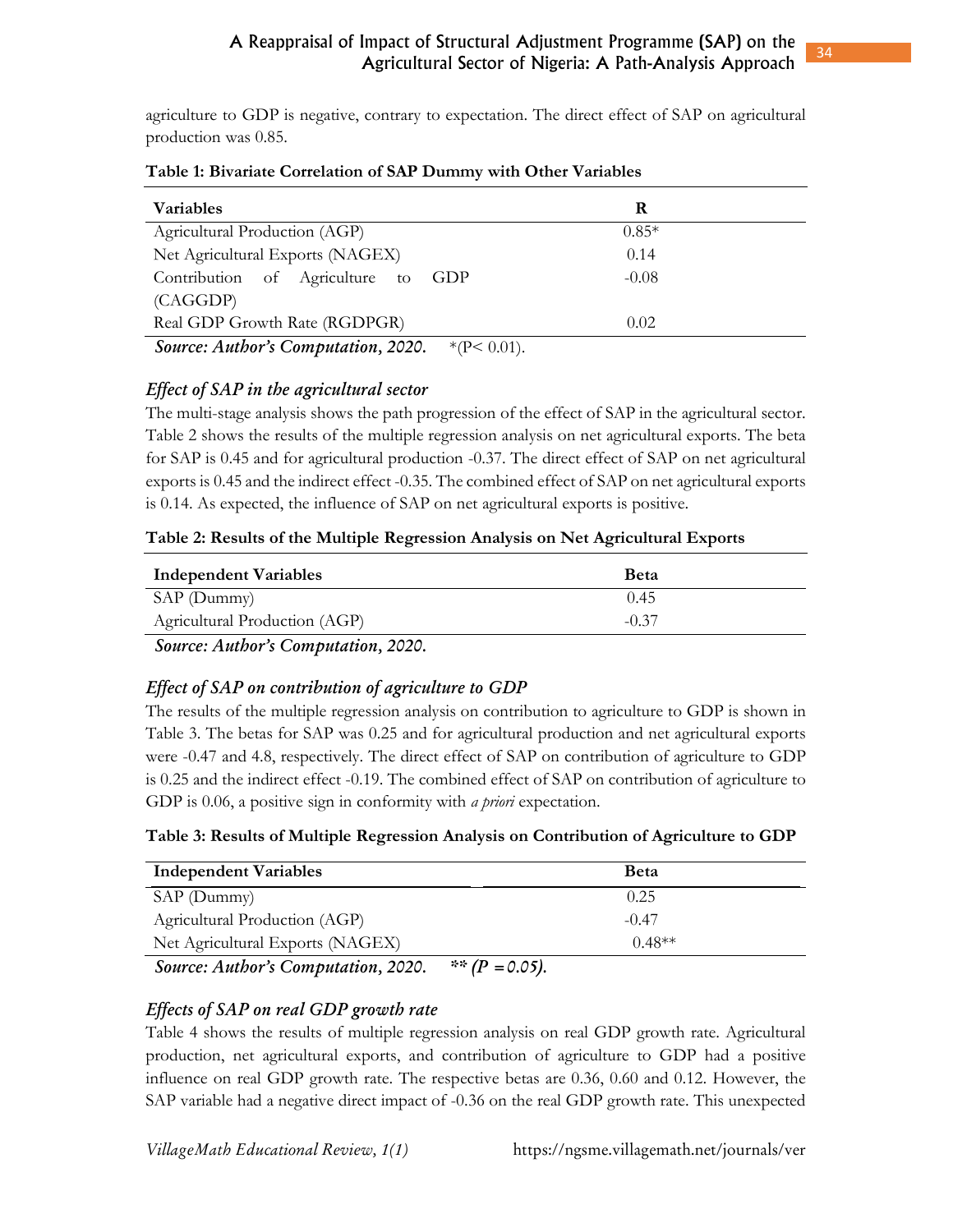agriculture to GDP is negative, contrary to expectation. The direct effect of SAP on agricultural production was 0.85.

**Table 1: Bivariate Correlation of SAP Dummy with Other Variables**

| Variables | R |
|---|---|
| Agricultural Production (AGP) | 0.85* |
| Net Agricultural Exports (NAGEX) | 0.14 |
| Contribution of Agriculture to GDP (CAGGDP) | -0.08 |
| Real GDP Growth Rate (RGDPGR) | 0.02 |

***Source: Author's Computation, 2020.*** *($P < 0.01$).

### *Effect of SAP in the agricultural sector*

The multi-stage analysis shows the path progression of the effect of SAP in the agricultural sector. Table 2 shows the results of the multiple regression analysis on net agricultural exports. The beta for SAP is 0.45 and for agricultural production -0.37. The direct effect of SAP on net agricultural exports is 0.45 and the indirect effect -0.35. The combined effect of SAP on net agricultural exports is 0.14. As expected, the influence of SAP on net agricultural exports is positive.

**Table 2: Results of the Multiple Regression Analysis on Net Agricultural Exports**

| Independent Variables | Beta |
|---|---|
| SAP (Dummy) | 0.45 |
| Agricultural Production (AGP) | -0.37 |

***Source: Author's Computation, 2020.***

### *Effect of SAP on contribution of agriculture to GDP*

The results of the multiple regression analysis on contribution to agriculture to GDP is shown in Table 3. The betas for SAP was 0.25 and for agricultural production and net agricultural exports were -0.47 and 4.8, respectively. The direct effect of SAP on contribution of agriculture to GDP is 0.25 and the indirect effect -0.19. The combined effect of SAP on contribution of agriculture to GDP is 0.06, a positive sign in conformity with *a priori* expectation.

**Table 3: Results of Multiple Regression Analysis on Contribution of Agriculture to GDP**

| Independent Variables | Beta |
|---|---|
| SAP (Dummy) | 0.25 |
| Agricultural Production (AGP) | -0.47 |
| Net Agricultural Exports (NAGEX) | 0.48** |

***Source: Author's Computation, 2020.*** ***** ($P = 0.05$).*

### *Effects of SAP on real GDP growth rate*

Table 4 shows the results of multiple regression analysis on real GDP growth rate. Agricultural production, net agricultural exports, and contribution of agriculture to GDP had a positive influence on real GDP growth rate. The respective betas are 0.36, 0.60 and 0.12. However, the SAP variable had a negative direct impact of -0.36 on the real GDP growth rate. This unexpected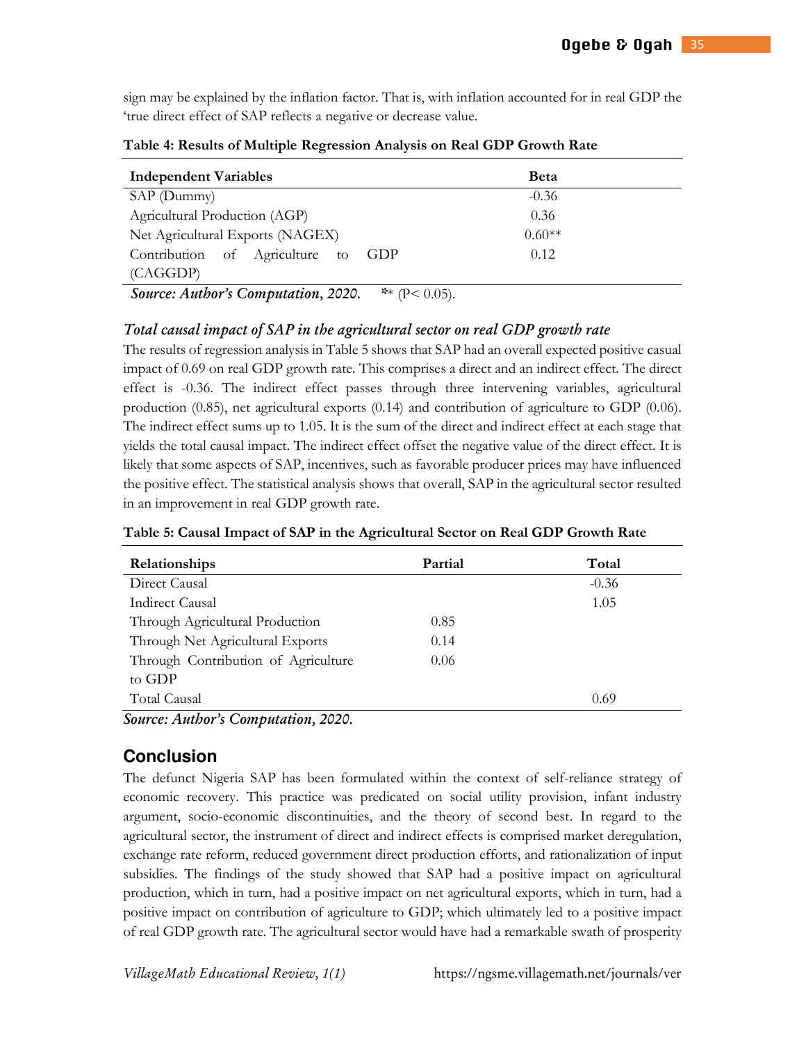sign may be explained by the inflation factor. That is, with inflation accounted for in real GDP the 'true direct effect of SAP reflects a negative or decrease value.

**Table 4: Results of Multiple Regression Analysis on Real GDP Growth Rate**

| Independent Variables | Beta |
|---|---|
| SAP (Dummy) | -0.36 |
| Agricultural Production (AGP) | 0.36 |
| Net Agricultural Exports (NAGEX) | 0.60** |
| Contribution of Agriculture to GDP (CAGGDP) | 0.12 |

***Source: Author's Computation, 2020.*** ** ($P < 0.05$).

### *Total causal impact of SAP in the agricultural sector on real GDP growth rate*

The results of regression analysis in Table 5 shows that SAP had an overall expected positive casual impact of 0.69 on real GDP growth rate. This comprises a direct and an indirect effect. The direct effect is -0.36. The indirect effect passes through three intervening variables, agricultural production (0.85), net agricultural exports (0.14) and contribution of agriculture to GDP (0.06). The indirect effect sums up to 1.05. It is the sum of the direct and indirect effect at each stage that yields the total causal impact. The indirect effect offset the negative value of the direct effect. It is likely that some aspects of SAP, incentives, such as favorable producer prices may have influenced the positive effect. The statistical analysis shows that overall, SAP in the agricultural sector resulted in an improvement in real GDP growth rate.

**Table 5: Causal Impact of SAP in the Agricultural Sector on Real GDP Growth Rate**

| Relationships | Partial | Total |
|---|---|---|
| Direct Causal | | -0.36 |
| Indirect Causal | | 1.05 |
| Through Agricultural Production | 0.85 | |
| Through Net Agricultural Exports | 0.14 | |
| Through Contribution of Agriculture to GDP | 0.06 | |
| Total Causal | | 0.69 |

***Source: Author's Computation, 2020.***

## Conclusion

The defunct Nigeria SAP has been formulated within the context of self-reliance strategy of economic recovery. This practice was predicated on social utility provision, infant industry argument, socio-economic discontinuities, and the theory of second best. In regard to the agricultural sector, the instrument of direct and indirect effects is comprised market deregulation, exchange rate reform, reduced government direct production efforts, and rationalization of input subsidies. The findings of the study showed that SAP had a positive impact on agricultural production, which in turn, had a positive impact on net agricultural exports, which in turn, had a positive impact on contribution of agriculture to GDP; which ultimately led to a positive impact of real GDP growth rate. The agricultural sector would have had a remarkable swath of prosperity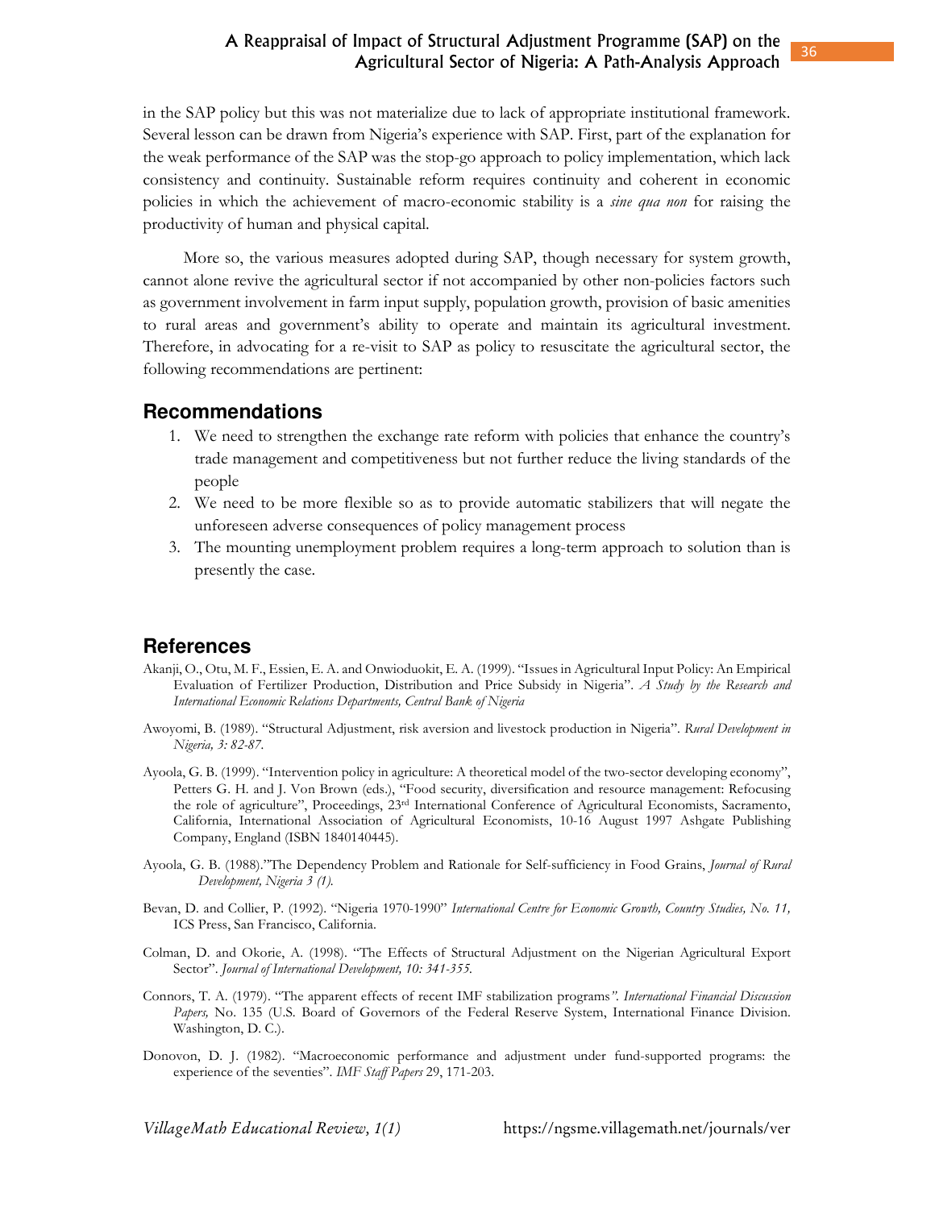in the SAP policy but this was not materialize due to lack of appropriate institutional framework. Several lesson can be drawn from Nigeria's experience with SAP. First, part of the explanation for the weak performance of the SAP was the stop-go approach to policy implementation, which lack consistency and continuity. Sustainable reform requires continuity and coherent in economic policies in which the achievement of macro-economic stability is a *sine qua non* for raising the productivity of human and physical capital.

More so, the various measures adopted during SAP, though necessary for system growth, cannot alone revive the agricultural sector if not accompanied by other non-policies factors such as government involvement in farm input supply, population growth, provision of basic amenities to rural areas and government's ability to operate and maintain its agricultural investment. Therefore, in advocating for a re-visit to SAP as policy to resuscitate the agricultural sector, the following recommendations are pertinent:

## Recommendations

1. We need to strengthen the exchange rate reform with policies that enhance the country's trade management and competitiveness but not further reduce the living standards of the people
2. We need to be more flexible so as to provide automatic stabilizers that will negate the unforeseen adverse consequences of policy management process
3. The mounting unemployment problem requires a long-term approach to solution than is presently the case.

## References

Akanji, O., Otu, M. F., Essien, E. A. and Onwioduokit, E. A. (1999). "Issues in Agricultural Input Policy: An Empirical Evaluation of Fertilizer Production, Distribution and Price Subsidy in Nigeria". *A Study by the Research and International Economic Relations Departments, Central Bank of Nigeria*

Awoyomi, B. (1989). "Structural Adjustment, risk aversion and livestock production in Nigeria". *Rural Development in Nigeria, 3: 82-87.*

Ayoola, G. B. (1999). "Intervention policy in agriculture: A theoretical model of the two-sector developing economy", Petters G. H. and J. Von Brown (eds.), "Food security, diversification and resource management: Refocusing the role of agriculture", Proceedings, 23rd International Conference of Agricultural Economists, Sacramento, California, International Association of Agricultural Economists, 10-16 August 1997 Ashgate Publishing Company, England (ISBN 1840140445).

Ayoola, G. B. (1988)."The Dependency Problem and Rationale for Self-sufficiency in Food Grains, *Journal of Rural Development, Nigeria 3 (1).*

Bevan, D. and Collier, P. (1992). "Nigeria 1970-1990" *International Centre for Economic Growth, Country Studies, No. 11,* ICS Press, San Francisco, California.

Colman, D. and Okorie, A. (1998). "The Effects of Structural Adjustment on the Nigerian Agricultural Export Sector". *Journal of International Development, 10: 341-355.*

Connors, T. A. (1979). "The apparent effects of recent IMF stabilization programs". *International Financial Discussion Papers,* No. 135 (U.S. Board of Governors of the Federal Reserve System, International Finance Division. Washington, D. C.).

Donovon, D. J. (1982). "Macroeconomic performance and adjustment under fund-supported programs: the experience of the seventies". *IMF Staff Papers* 29, 171-203.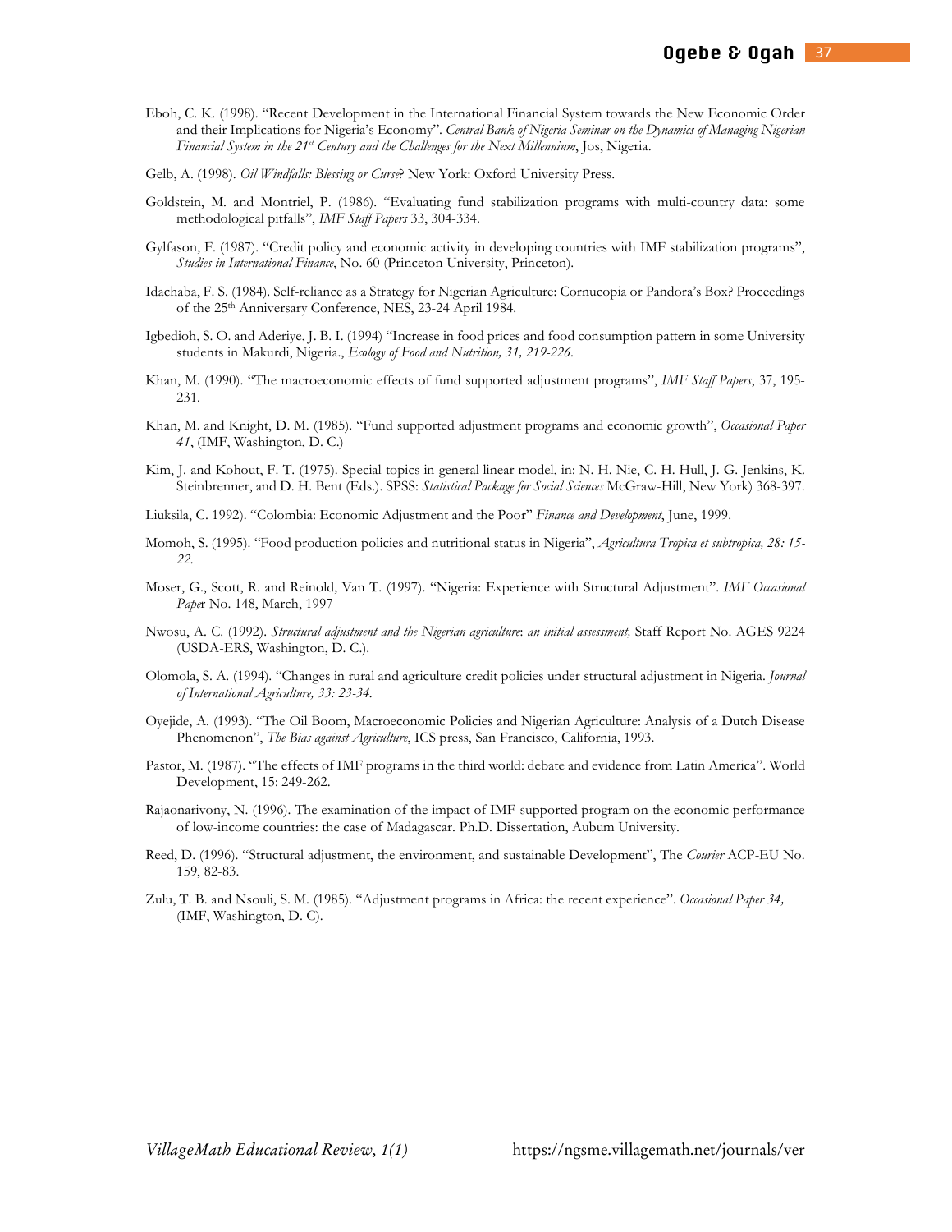Eboh, C. K. (1998). "Recent Development in the International Financial System towards the New Economic Order and their Implications for Nigeria's Economy". *Central Bank of Nigeria Seminar on the Dynamics of Managing Nigerian Financial System in the 21st Century and the Challenges for the Next Millennium*, Jos, Nigeria.

Gelb, A. (1998). *Oil Windfalls: Blessing or Curse*? New York: Oxford University Press.

Goldstein, M. and Montriel, P. (1986). "Evaluating fund stabilization programs with multi-country data: some methodological pitfalls", *IMF Staff Papers* 33, 304-334.

Gylfason, F. (1987). "Credit policy and economic activity in developing countries with IMF stabilization programs", *Studies in International Finance*, No. 60 (Princeton University, Princeton).

Idachaba, F. S. (1984). Self-reliance as a Strategy for Nigerian Agriculture: Cornucopia or Pandora's Box? Proceedings of the 25th Anniversary Conference, NES, 23-24 April 1984.

Igbedioh, S. O. and Aderiye, J. B. I. (1994) "Increase in food prices and food consumption pattern in some University students in Makurdi, Nigeria., *Ecology of Food and Nutrition, 31, 219-226*.

Khan, M. (1990). "The macroeconomic effects of fund supported adjustment programs", *IMF Staff Papers*, 37, 195-231.

Khan, M. and Knight, D. M. (1985). "Fund supported adjustment programs and economic growth", *Occasional Paper 41*, (IMF, Washington, D. C.)

Kim, J. and Kohout, F. T. (1975). Special topics in general linear model, in: N. H. Nie, C. H. Hull, J. G. Jenkins, K. Steinbrenner, and D. H. Bent (Eds.). SPSS: *Statistical Package for Social Sciences* McGraw-Hill, New York) 368-397.

Liuksila, C. 1992). "Colombia: Economic Adjustment and the Poor" *Finance and Development*, June, 1999.

Momoh, S. (1995). "Food production policies and nutritional status in Nigeria", *Agricultura Tropica et subtropica, 28: 15-22*.

Moser, G., Scott, R. and Reinold, Van T. (1997). "Nigeria: Experience with Structural Adjustment". *IMF Occasional Pape*r No. 148, March, 1997

Nwosu, A. C. (1992). *Structural adjustment and the Nigerian agriculture*: *an initial assessment,* Staff Report No. AGES 9224 (USDA-ERS, Washington, D. C.).

Olomola, S. A. (1994). "Changes in rural and agriculture credit policies under structural adjustment in Nigeria. *Journal of International Agriculture, 33: 23-34*.

Oyejide, A. (1993). "The Oil Boom, Macroeconomic Policies and Nigerian Agriculture: Analysis of a Dutch Disease Phenomenon", *The Bias against Agriculture*, ICS press, San Francisco, California, 1993.

Pastor, M. (1987). "The effects of IMF programs in the third world: debate and evidence from Latin America". World Development, 15: 249-262.

Rajaonarivony, N. (1996). The examination of the impact of IMF-supported program on the economic performance of low-income countries: the case of Madagascar. Ph.D. Dissertation, Aubum University.

Reed, D. (1996). "Structural adjustment, the environment, and sustainable Development", The *Courier* ACP-EU No. 159, 82-83.

Zulu, T. B. and Nsouli, S. M. (1985). "Adjustment programs in Africa: the recent experience". *Occasional Paper 34,* (IMF, Washington, D. C).